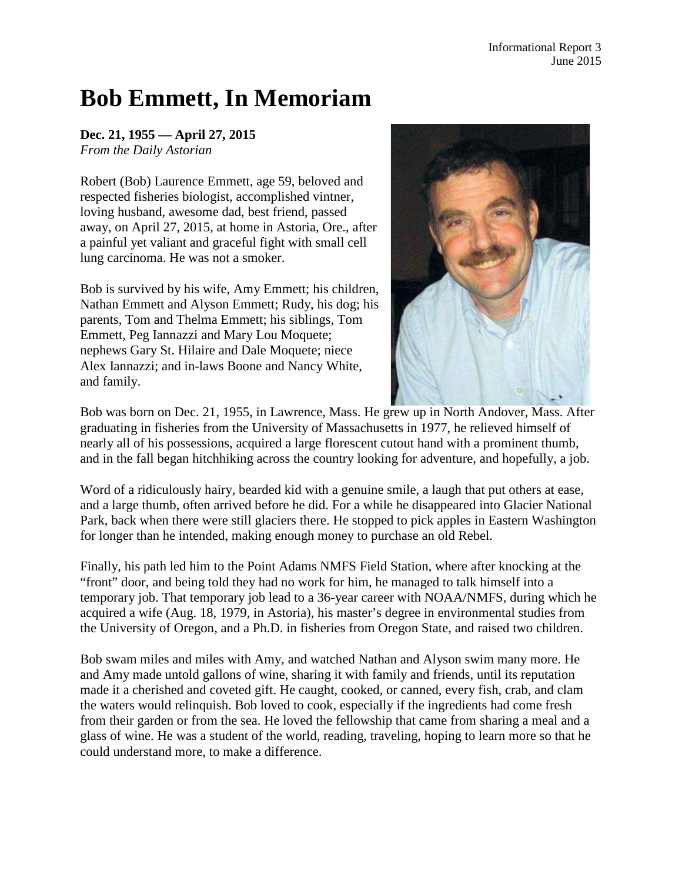# Bob Emmett, In Memoriam

**Dec. 21, 1955 — April 27, 2015**
*From the Daily Astorian*

Robert (Bob) Laurence Emmett, age 59, beloved and respected fisheries biologist, accomplished vintner, loving husband, awesome dad, best friend, passed away, on April 27, 2015, at home in Astoria, Ore., after a painful yet valiant and graceful fight with small cell lung carcinoma. He was not a smoker.

Bob is survived by his wife, Amy Emmett; his children, Nathan Emmett and Alyson Emmett; Rudy, his dog; his parents, Tom and Thelma Emmett; his siblings, Tom Emmett, Peg Iannazzi and Mary Lou Moquete; nephews Gary St. Hilaire and Dale Moquete; niece Alex Iannazzi; and in-laws Boone and Nancy White, and family.

Bob was born on Dec. 21, 1955, in Lawrence, Mass. He grew up in North Andover, Mass. After graduating in fisheries from the University of Massachusetts in 1977, he relieved himself of nearly all of his possessions, acquired a large florescent cutout hand with a prominent thumb, and in the fall began hitchhiking across the country looking for adventure, and hopefully, a job.

Word of a ridiculously hairy, bearded kid with a genuine smile, a laugh that put others at ease, and a large thumb, often arrived before he did. For a while he disappeared into Glacier National Park, back when there were still glaciers there. He stopped to pick apples in Eastern Washington for longer than he intended, making enough money to purchase an old Rebel.

Finally, his path led him to the Point Adams NMFS Field Station, where after knocking at the "front" door, and being told they had no work for him, he managed to talk himself into a temporary job. That temporary job lead to a 36-year career with NOAA/NMFS, during which he acquired a wife (Aug. 18, 1979, in Astoria), his master's degree in environmental studies from the University of Oregon, and a Ph.D. in fisheries from Oregon State, and raised two children.

Bob swam miles and miles with Amy, and watched Nathan and Alyson swim many more. He and Amy made untold gallons of wine, sharing it with family and friends, until its reputation made it a cherished and coveted gift. He caught, cooked, or canned, every fish, crab, and clam the waters would relinquish. Bob loved to cook, especially if the ingredients had come fresh from their garden or from the sea. He loved the fellowship that came from sharing a meal and a glass of wine. He was a student of the world, reading, traveling, hoping to learn more so that he could understand more, to make a difference.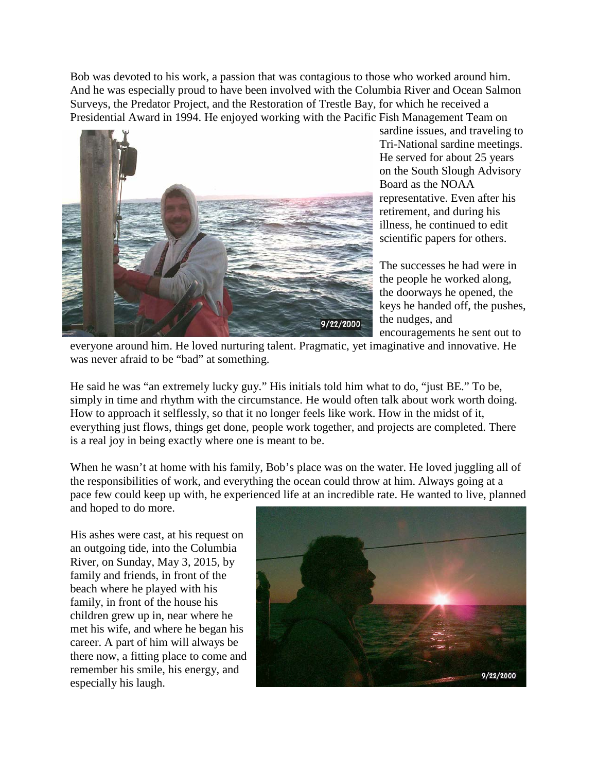Bob was devoted to his work, a passion that was contagious to those who worked around him. And he was especially proud to have been involved with the Columbia River and Ocean Salmon Surveys, the Predator Project, and the Restoration of Trestle Bay, for which he received a Presidential Award in 1994. He enjoyed working with the Pacific Fish Management Team on sardine issues, and traveling to Tri-National sardine meetings. He served for about 25 years on the South Slough Advisory Board as the NOAA representative. Even after his retirement, and during his illness, he continued to edit scientific papers for others.

The successes he had were in the people he worked along, the doorways he opened, the keys he handed off, the pushes, the nudges, and encouragements he sent out to everyone around him. He loved nurturing talent. Pragmatic, yet imaginative and innovative. He was never afraid to be "bad" at something.

He said he was "an extremely lucky guy." His initials told him what to do, "just BE." To be, simply in time and rhythm with the circumstance. He would often talk about work worth doing. How to approach it selflessly, so that it no longer feels like work. How in the midst of it, everything just flows, things get done, people work together, and projects are completed. There is a real joy in being exactly where one is meant to be.

When he wasn't at home with his family, Bob's place was on the water. He loved juggling all of the responsibilities of work, and everything the ocean could throw at him. Always going at a pace few could keep up with, he experienced life at an incredible rate. He wanted to live, planned and hoped to do more.

His ashes were cast, at his request on an outgoing tide, into the Columbia River, on Sunday, May 3, 2015, by family and friends, in front of the beach where he played with his family, in front of the house his children grew up in, near where he met his wife, and where he began his career. A part of him will always be there now, a fitting place to come and remember his smile, his energy, and especially his laugh.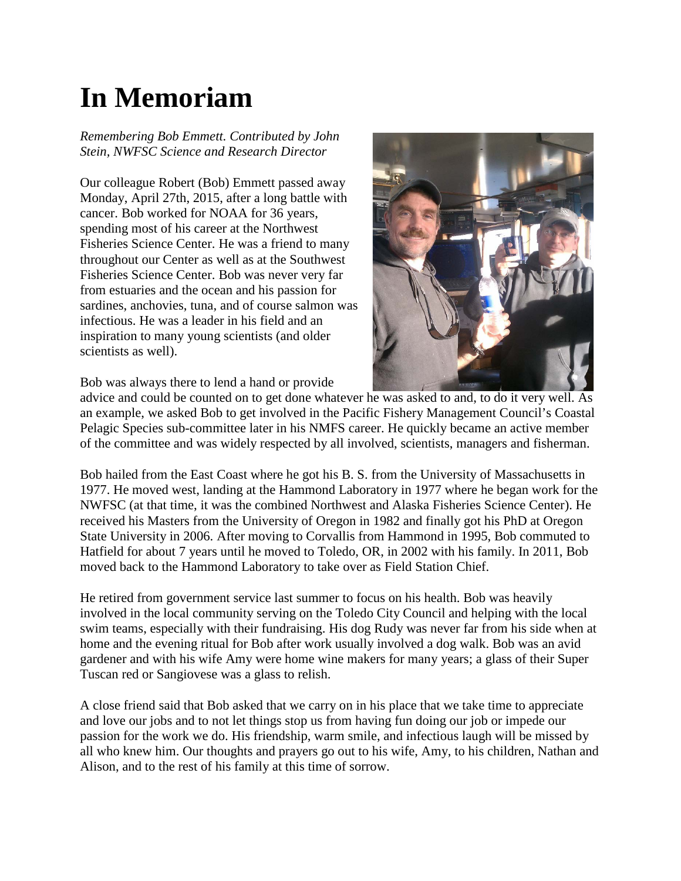# In Memoriam

*Remembering Bob Emmett. Contributed by John Stein, NWFSC Science and Research Director*

Our colleague Robert (Bob) Emmett passed away Monday, April 27th, 2015, after a long battle with cancer. Bob worked for NOAA for 36 years, spending most of his career at the Northwest Fisheries Science Center. He was a friend to many throughout our Center as well as at the Southwest Fisheries Science Center. Bob was never very far from estuaries and the ocean and his passion for sardines, anchovies, tuna, and of course salmon was infectious. He was a leader in his field and an inspiration to many young scientists (and older scientists as well).

Bob was always there to lend a hand or provide advice and could be counted on to get done whatever he was asked to and, to do it very well. As an example, we asked Bob to get involved in the Pacific Fishery Management Council's Coastal Pelagic Species sub-committee later in his NMFS career. He quickly became an active member of the committee and was widely respected by all involved, scientists, managers and fisherman.

Bob hailed from the East Coast where he got his B. S. from the University of Massachusetts in 1977. He moved west, landing at the Hammond Laboratory in 1977 where he began work for the NWFSC (at that time, it was the combined Northwest and Alaska Fisheries Science Center). He received his Masters from the University of Oregon in 1982 and finally got his PhD at Oregon State University in 2006. After moving to Corvallis from Hammond in 1995, Bob commuted to Hatfield for about 7 years until he moved to Toledo, OR, in 2002 with his family. In 2011, Bob moved back to the Hammond Laboratory to take over as Field Station Chief.

He retired from government service last summer to focus on his health. Bob was heavily involved in the local community serving on the Toledo City Council and helping with the local swim teams, especially with their fundraising. His dog Rudy was never far from his side when at home and the evening ritual for Bob after work usually involved a dog walk. Bob was an avid gardener and with his wife Amy were home wine makers for many years; a glass of their Super Tuscan red or Sangiovese was a glass to relish.

A close friend said that Bob asked that we carry on in his place that we take time to appreciate and love our jobs and to not let things stop us from having fun doing our job or impede our passion for the work we do. His friendship, warm smile, and infectious laugh will be missed by all who knew him. Our thoughts and prayers go out to his wife, Amy, to his children, Nathan and Alison, and to the rest of his family at this time of sorrow.